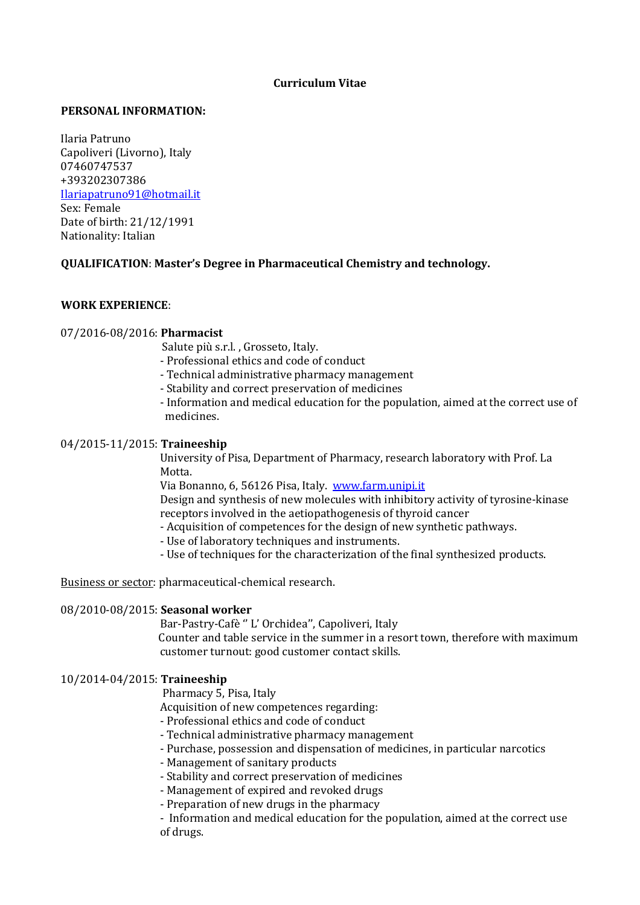**Curriculum Vitae**

**PERSONAL INFORMATION:**

Ilaria Patruno
Capoliveri (Livorno), Italy
07460747537
+393202307386
Ilariapatruno91@hotmail.it
Sex: Female
Date of birth: 21/12/1991
Nationality: Italian

**QUALIFICATION**: **Master's Degree in Pharmaceutical Chemistry and technology.**

**WORK EXPERIENCE**:

07/2016-08/2016: **Pharmacist**

Salute più s.r.l. , Grosseto, Italy.
- Professional ethics and code of conduct
- Technical administrative pharmacy management
- Stability and correct preservation of medicines
- Information and medical education for the population, aimed at the correct use of medicines.

04/2015-11/2015: **Traineeship**

University of Pisa, Department of Pharmacy, research laboratory with Prof. La Motta.
Via Bonanno, 6, 56126 Pisa, Italy. www.farm.unipi.it
Design and synthesis of new molecules with inhibitory activity of tyrosine-kinase receptors involved in the aetiopathogenesis of thyroid cancer
- Acquisition of competences for the design of new synthetic pathways.
- Use of laboratory techniques and instruments.
- Use of techniques for the characterization of the final synthesized products.

Business or sector: pharmaceutical-chemical research.

08/2010-08/2015: **Seasonal worker**

Bar-Pastry-Cafè " L' Orchidea", Capoliveri, Italy
Counter and table service in the summer in a resort town, therefore with maximum customer turnout: good customer contact skills.

10/2014-04/2015: **Traineeship**

Pharmacy 5, Pisa, Italy
Acquisition of new competences regarding:
- Professional ethics and code of conduct
- Technical administrative pharmacy management
- Purchase, possession and dispensation of medicines, in particular narcotics
- Management of sanitary products
- Stability and correct preservation of medicines
- Management of expired and revoked drugs
- Preparation of new drugs in the pharmacy
- Information and medical education for the population, aimed at the correct use of drugs.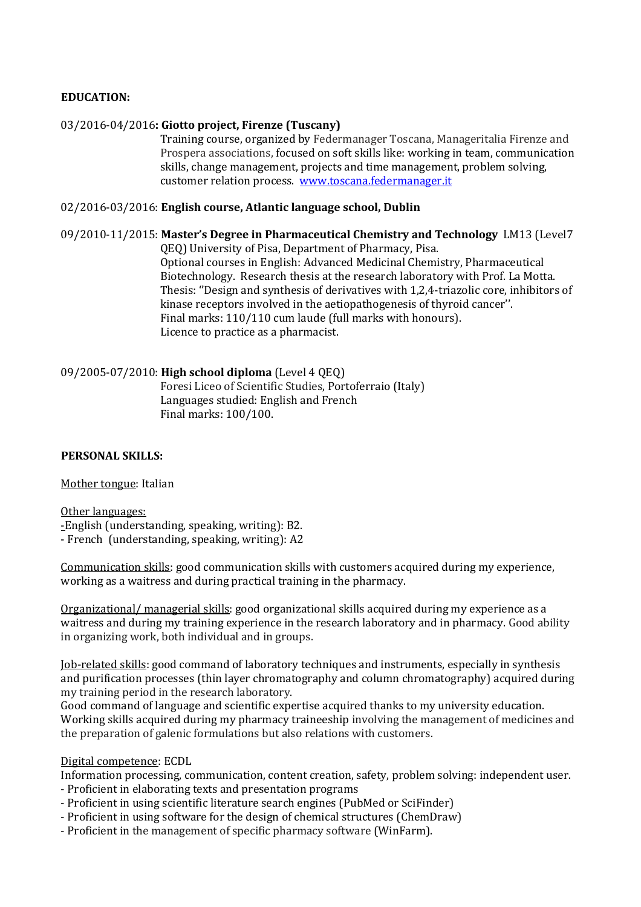**EDUCATION:**

03/2016-04/2016**: Giotto project, Firenze (Tuscany)**
Training course, organized by Federmanager Toscana, Manageritalia Firenze and Prospera associations, focused on soft skills like: working in team, communication skills, change management, projects and time management, problem solving, customer relation process. [www.toscana.federmanager.it](http://www.toscana.federmanager.it)

02/2016-03/2016: **English course, Atlantic language school, Dublin**

09/2010-11/2015: **Master's Degree in Pharmaceutical Chemistry and Technology** LM13 (Level7 QEQ) University of Pisa, Department of Pharmacy, Pisa.
Optional courses in English: Advanced Medicinal Chemistry, Pharmaceutical Biotechnology. Research thesis at the research laboratory with Prof. La Motta.
Thesis: ''Design and synthesis of derivatives with 1,2,4-triazolic core, inhibitors of kinase receptors involved in the aetiopathogenesis of thyroid cancer''.
Final marks: 110/110 cum laude (full marks with honours).
Licence to practice as a pharmacist.

09/2005-07/2010: **High school diploma** (Level 4 QEQ)
Foresi Liceo of Scientific Studies, Portoferraio (Italy)
Languages studied: English and French
Final marks: 100/100.

**PERSONAL SKILLS:**

Mother tongue: Italian

Other languages:
-English (understanding, speaking, writing): B2.
- French (understanding, speaking, writing): A2

Communication skills: good communication skills with customers acquired during my experience, working as a waitress and during practical training in the pharmacy.

Organizational/ managerial skills: good organizational skills acquired during my experience as a waitress and during my training experience in the research laboratory and in pharmacy. Good ability in organizing work, both individual and in groups.

Job-related skills: good command of laboratory techniques and instruments, especially in synthesis and purification processes (thin layer chromatography and column chromatography) acquired during my training period in the research laboratory.
Good command of language and scientific expertise acquired thanks to my university education. Working skills acquired during my pharmacy traineeship involving the management of medicines and the preparation of galenic formulations but also relations with customers.

Digital competence: ECDL
Information processing, communication, content creation, safety, problem solving: independent user.
- Proficient in elaborating texts and presentation programs
- Proficient in using scientific literature search engines (PubMed or SciFinder)
- Proficient in using software for the design of chemical structures (ChemDraw)
- Proficient in the management of specific pharmacy software (WinFarm).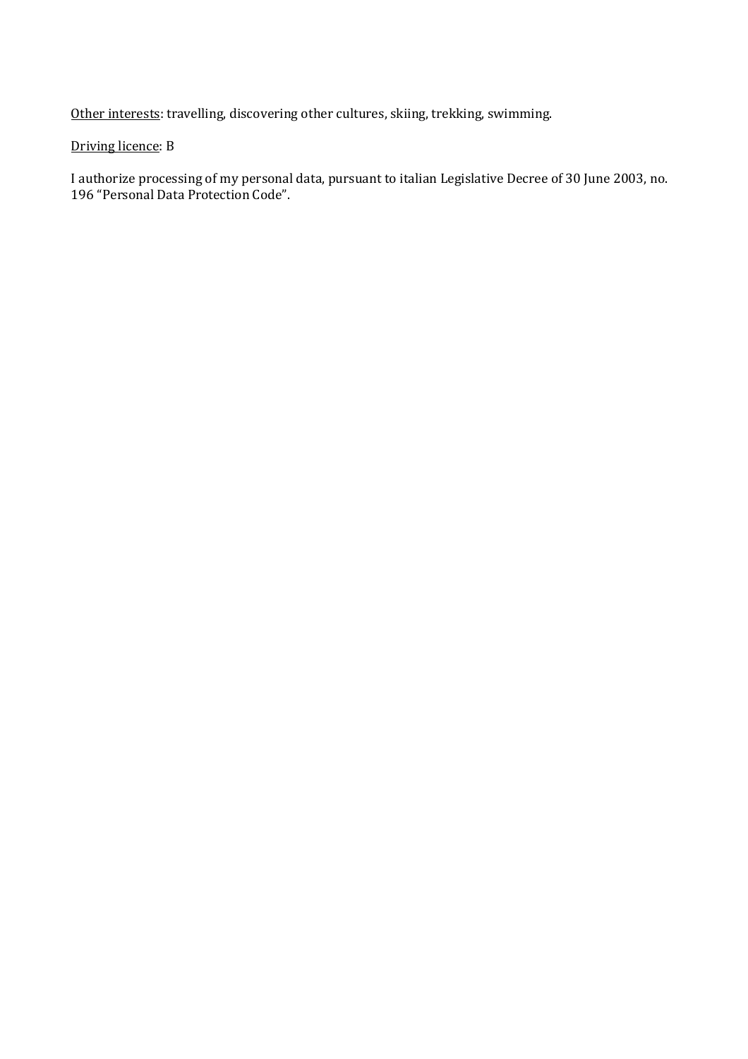<u>Other interests</u>: travelling, discovering other cultures, skiing, trekking, swimming.

<u>Driving licence</u>: B

I authorize processing of my personal data, pursuant to italian Legislative Decree of 30 June 2003, no. 196 "Personal Data Protection Code".